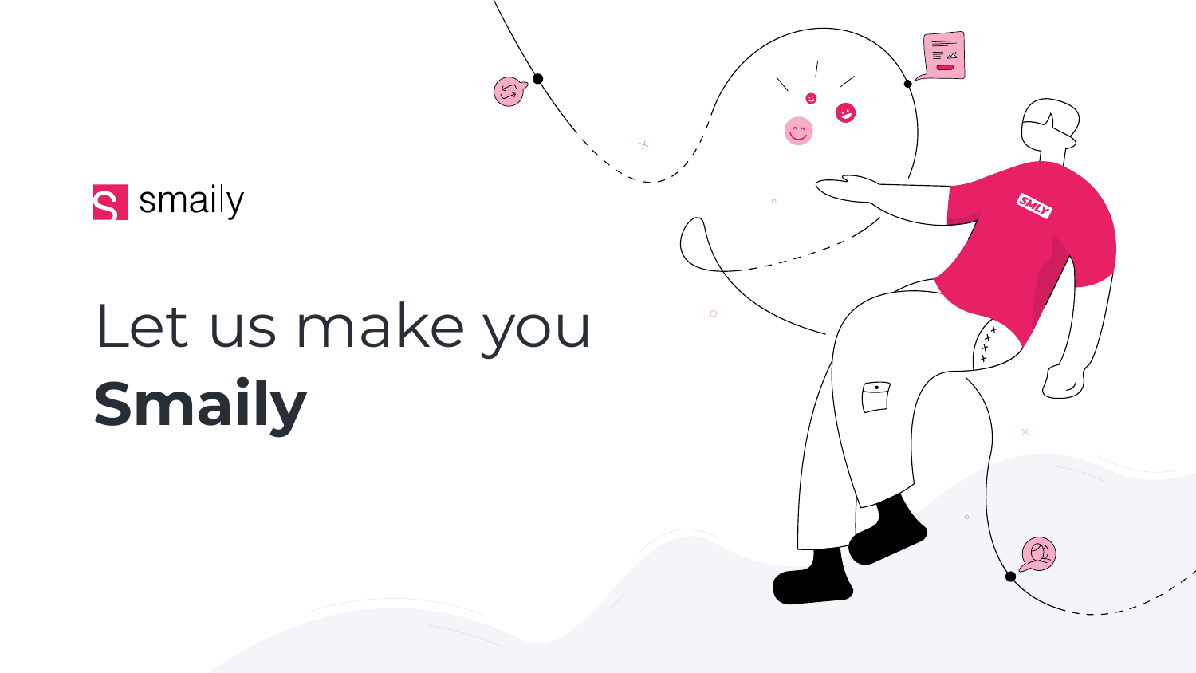smaily

# Let us make you **Smaily**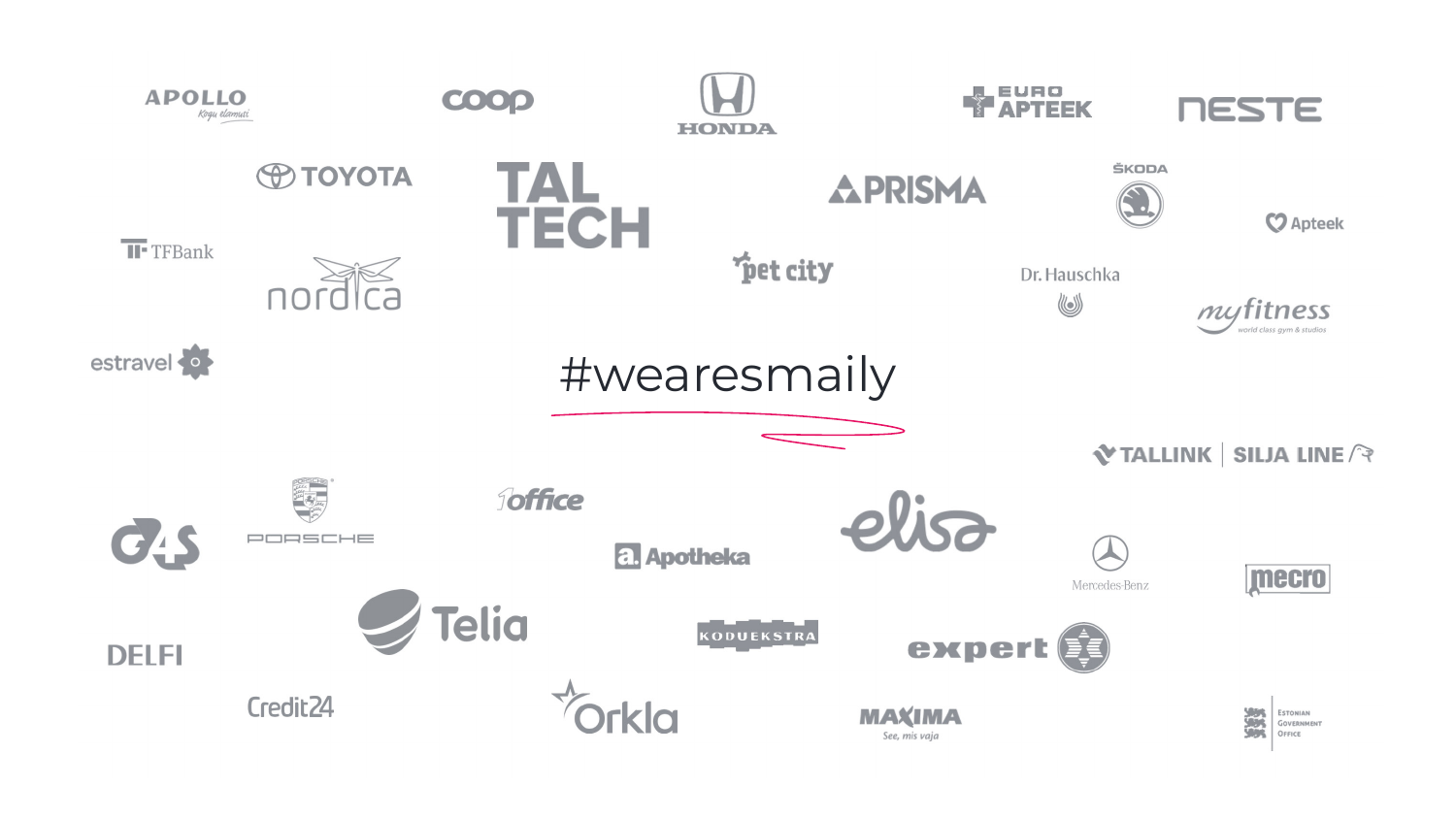#wearesmaily

APOLLO Kogu elamus! · coop · HONDA · EURO APTEEK · NESTE

TOYOTA · TAL TECH · PRISMA · ŠKODA · Apteek

TFBank · nordica · pet city · Dr. Hauschka · myfitness world class gym & studios

estravel

TALLINK | SILJA LINE

G4S · PORSCHE · 1office · Apotheka · elisa · Mercedes-Benz · mecro

DELFI · Telia · KODUEKSTRA · expert

Credit24 · Orkla · MAXIMA See, mis vaja · Estonian Government Office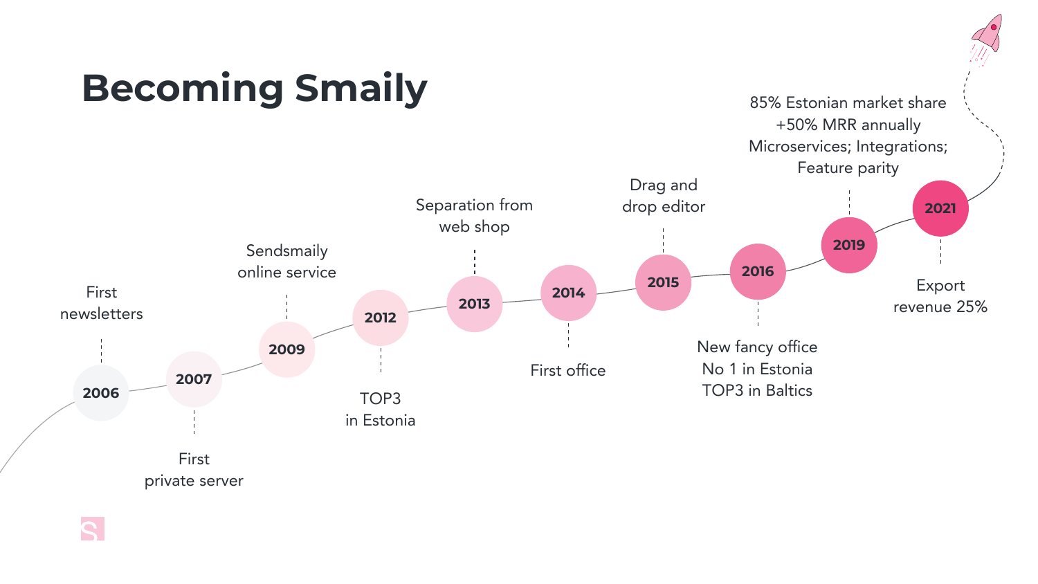# Becoming Smaily

- **2006** — First newsletters
- **2007** — First private server
- **2009** — Sendsmaily online service
- **2012** — TOP3 in Estonia
- **2013** — Separation from web shop
- **2014** — First office
- **2015** — Drag and drop editor
- **2016** — New fancy office; No 1 in Estonia; TOP3 in Baltics
- **2019** — 85% Estonian market share; +50% MRR annually; Microservices; Integrations; Feature parity
- **2021** — Export revenue 25%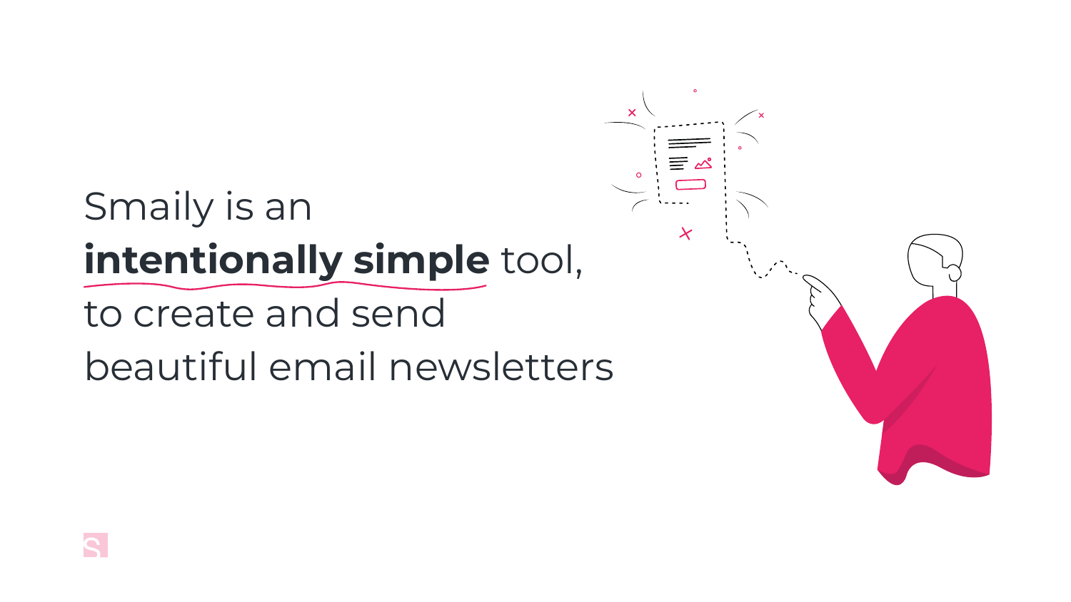Smaily is an
**intentionally simple** tool,
to create and send
beautiful email newsletters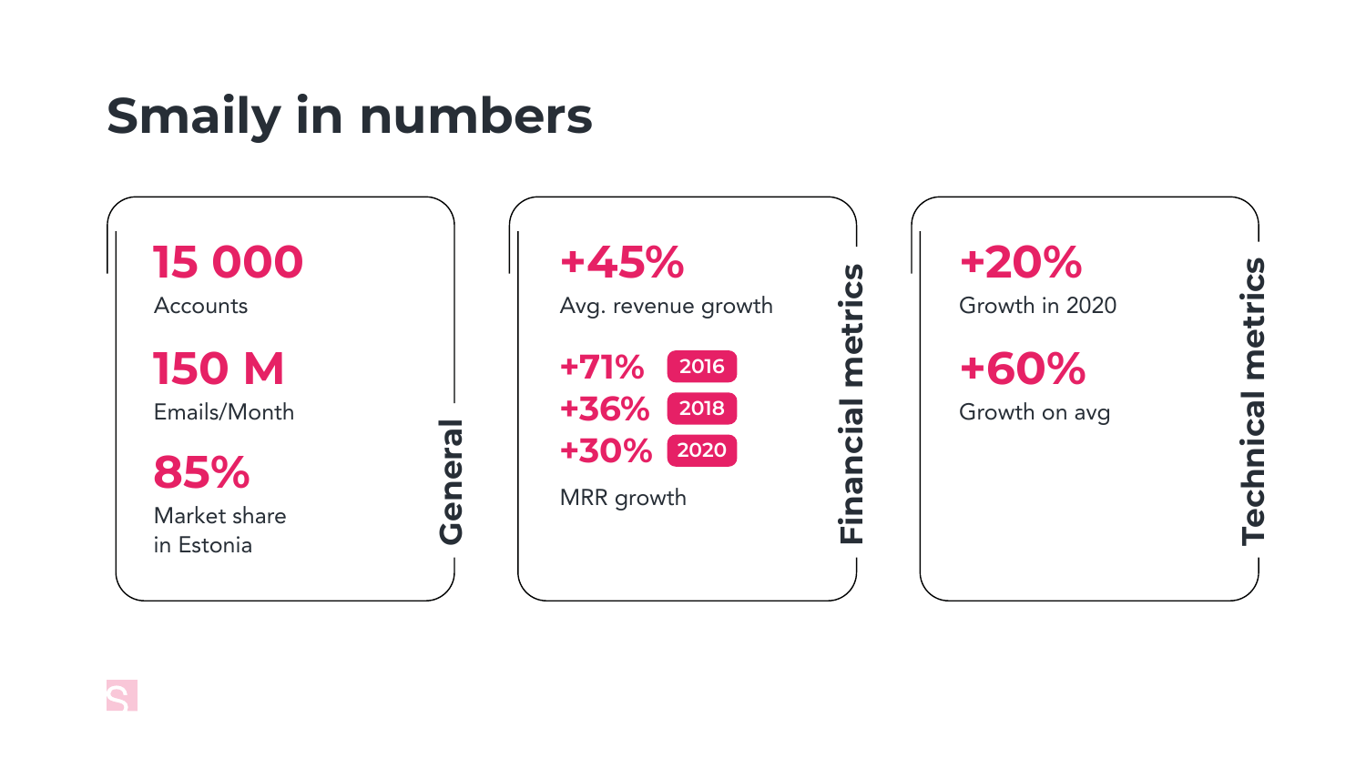# Smaily in numbers

## General

**15 000**
Accounts

**150 M**
Emails/Month

**85%**
Market share in Estonia

## Financial metrics

**+45%**
Avg. revenue growth

**+71%** 2016
**+36%** 2018
**+30%** 2020
MRR growth

## Technical metrics

**+20%**
Growth in 2020

**+60%**
Growth on avg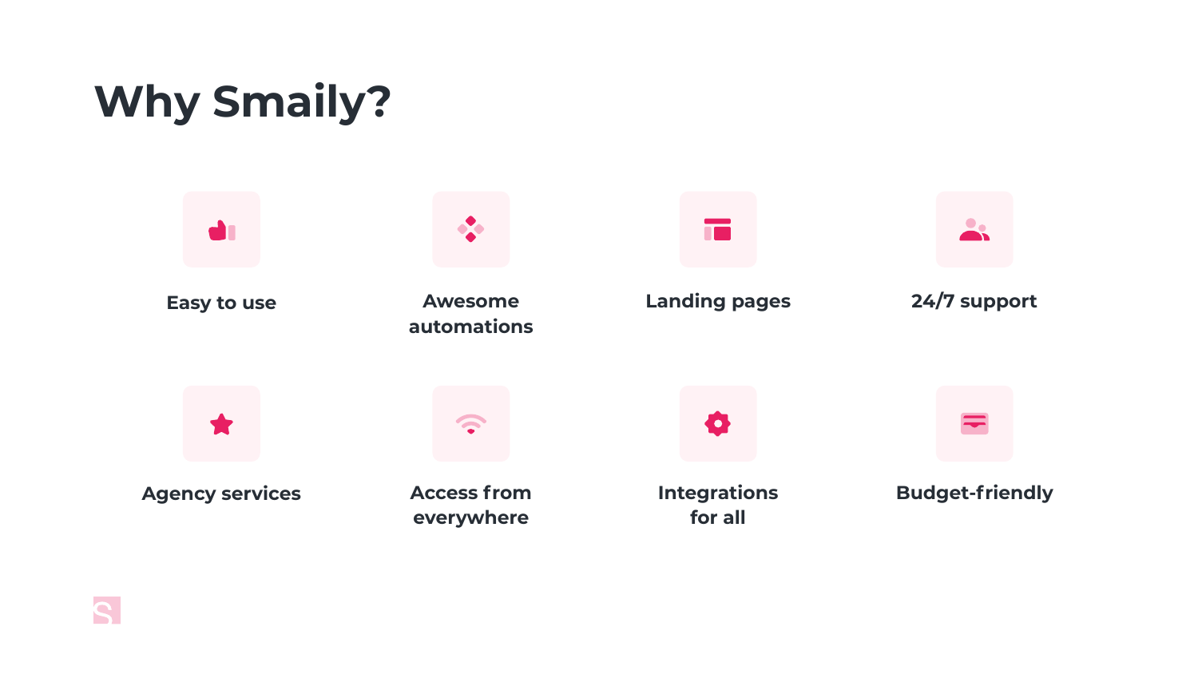# Why Smaily?

- Easy to use
- Awesome automations
- Landing pages
- 24/7 support
- Agency services
- Access from everywhere
- Integrations for all
- Budget-friendly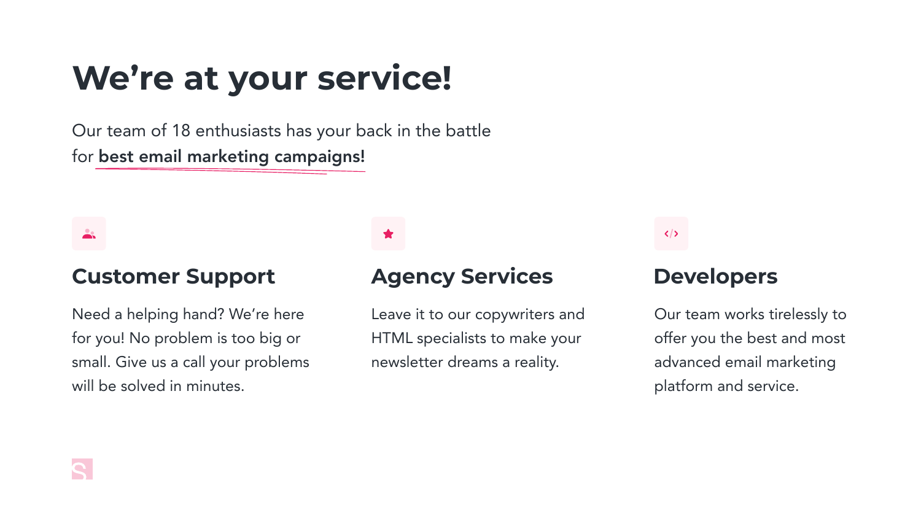# We're at your service!

Our team of 18 enthusiasts has your back in the battle for **best email marketing campaigns!**

## Customer Support

Need a helping hand? We're here for you! No problem is too big or small. Give us a call your problems will be solved in minutes.

## Agency Services

Leave it to our copywriters and HTML specialists to make your newsletter dreams a reality.

## Developers

Our team works tirelessly to offer you the best and most advanced email marketing platform and service.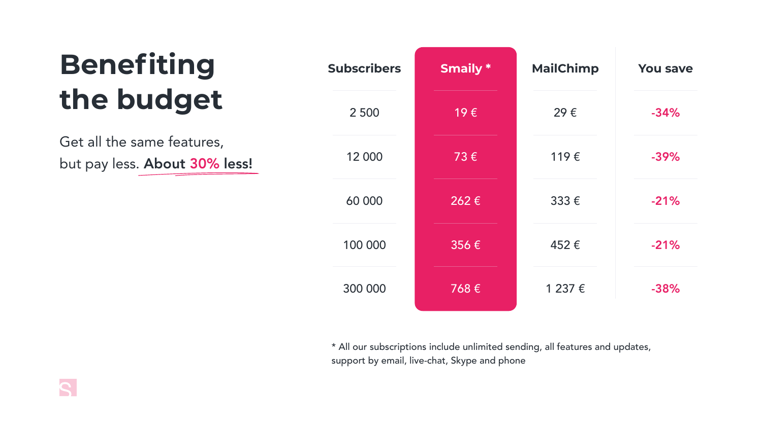# Benefiting the budget

Get all the same features, but pay less. **About 30% less!**

| Subscribers | Smaily * | MailChimp | You save |
| --- | --- | --- | --- |
| 2 500 | 19 € | 29 € | -34% |
| 12 000 | 73 € | 119 € | -39% |
| 60 000 | 262 € | 333 € | -21% |
| 100 000 | 356 € | 452 € | -21% |
| 300 000 | 768 € | 1 237 € | -38% |

* All our subscriptions include unlimited sending, all features and updates, support by email, live-chat, Skype and phone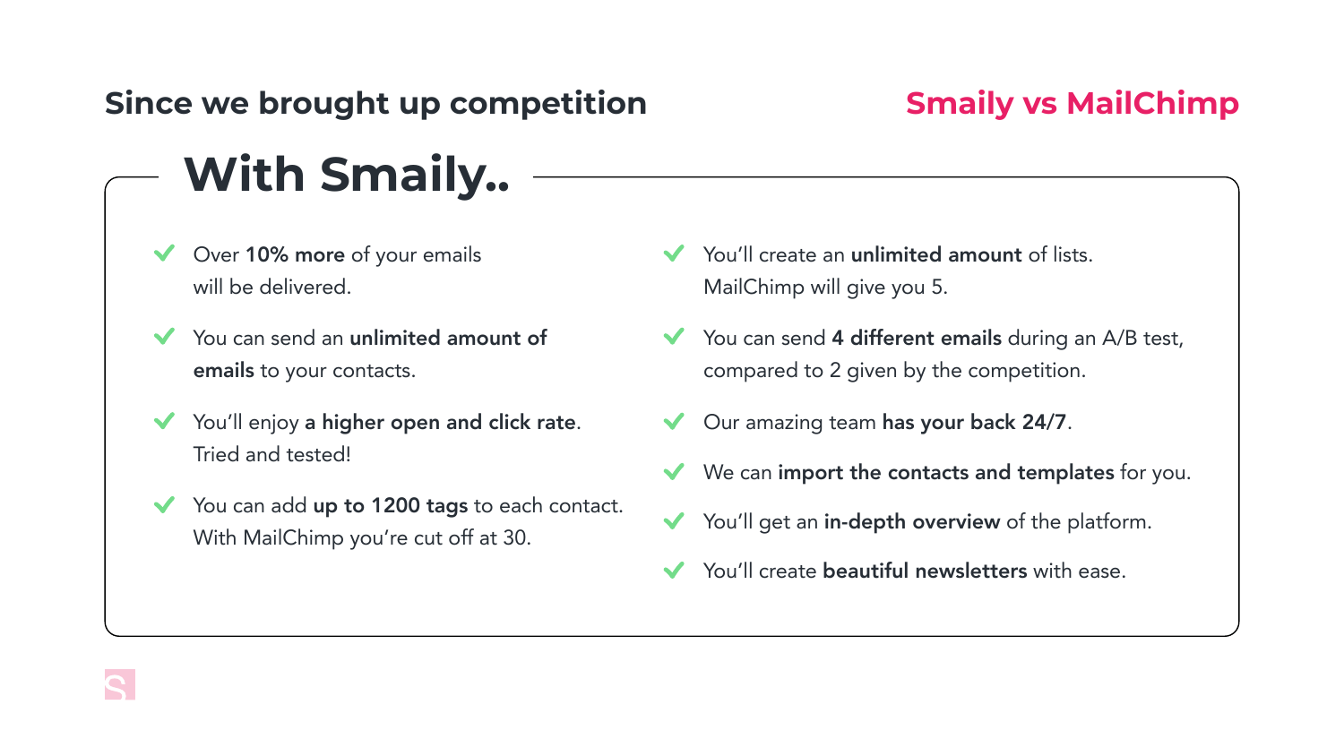## Since we brought up competition

**Smaily vs MailChimp**

# With Smaily..

- Over **10% more** of your emails will be delivered.
- You can send an **unlimited amount of emails** to your contacts.
- You'll enjoy **a higher open and click rate**. Tried and tested!
- You can add **up to 1200 tags** to each contact. With MailChimp you're cut off at 30.
- You'll create an **unlimited amount** of lists. MailChimp will give you 5.
- You can send **4 different emails** during an A/B test, compared to 2 given by the competition.
- Our amazing team **has your back 24/7**.
- We can **import the contacts and templates** for you.
- You'll get an **in-depth overview** of the platform.
- You'll create **beautiful newsletters** with ease.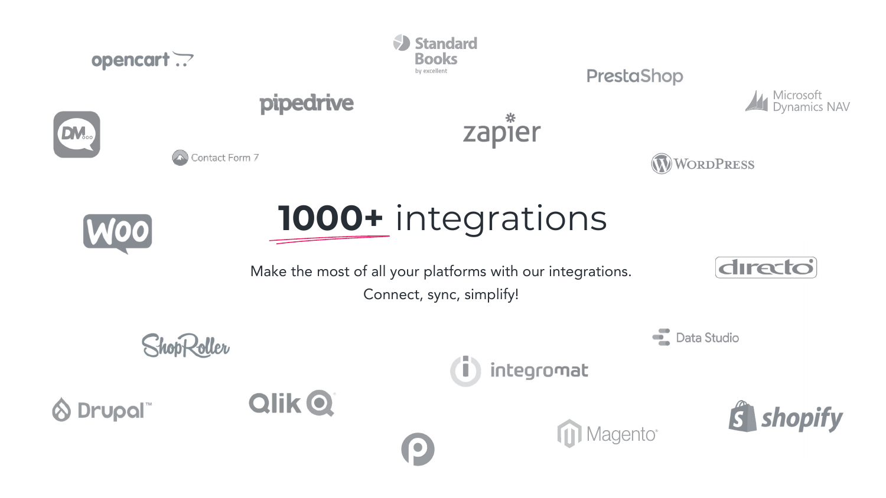# 1000+ integrations

Make the most of all your platforms with our integrations.
Connect, sync, simplify!

opencart

Standard Books by excellent

PrestaShop

Microsoft Dynamics NAV

pipedrive

zapier

DM

Contact Form 7

WordPress

Woo

directo

ShopRoller

Data Studio

integromat

Drupal™

Qlik

shopify

Magento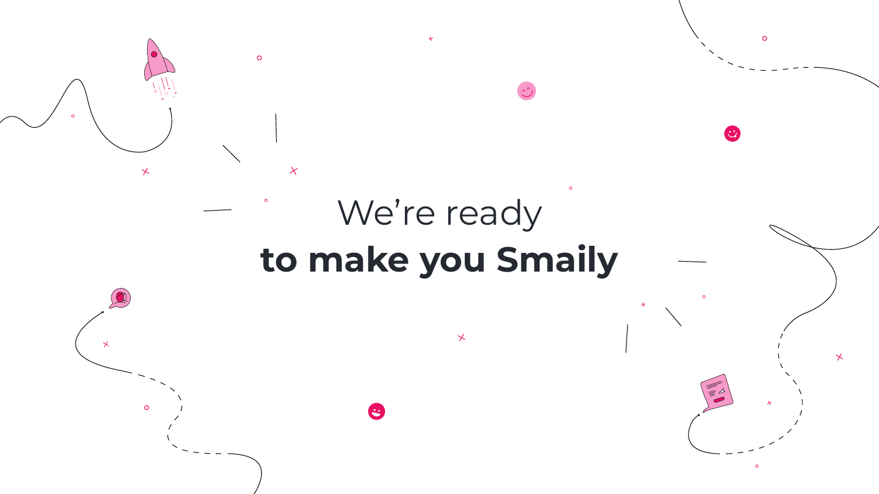We're ready

**to make you Smaily**